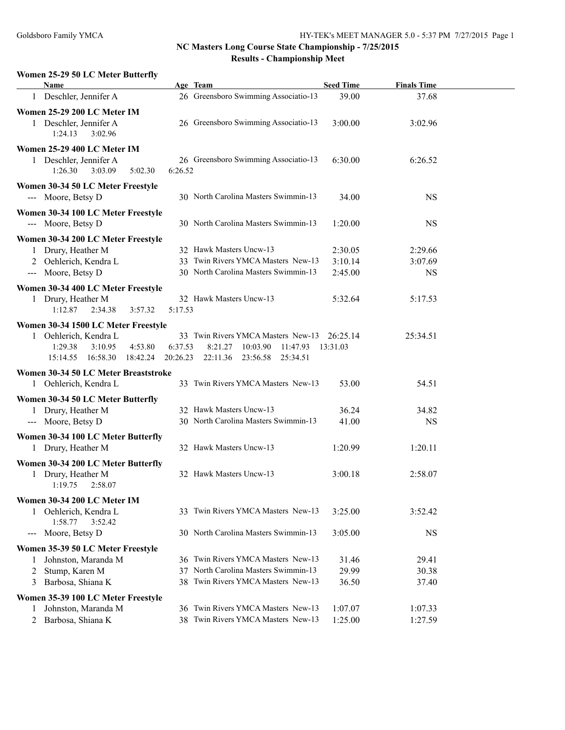## NC Masters Long Course State Championship - 7/25/2015

### Results - Championship Meet

**Women 25-29 50 LC Meter Butterfly**

| | Name | Age | Team | Seed Time | Finals Time |
|---|---|---|---|---|---|
| 1 | Deschler, Jennifer A | 26 | Greensboro Swimming Associatio-13 | 39.00 | 37.68 |

**Women 25-29 200 LC Meter IM**

| | Name | Age | Team | Seed Time | Finals Time |
|---|---|---|---|---|---|
| 1 | Deschler, Jennifer A | 26 | Greensboro Swimming Associatio-13 | 3:00.00 | 3:02.96 |
| | 1:24.13 3:02.96 | | | | |

**Women 25-29 400 LC Meter IM**

| | Name | Age | Team | Seed Time | Finals Time |
|---|---|---|---|---|---|
| 1 | Deschler, Jennifer A | 26 | Greensboro Swimming Associatio-13 | 6:30.00 | 6:26.52 |
| | 1:26.30 3:03.09 5:02.30 6:26.52 | | | | |

**Women 30-34 50 LC Meter Freestyle**

| | Name | Age | Team | Seed Time | Finals Time |
|---|---|---|---|---|---|
| --- | Moore, Betsy D | 30 | North Carolina Masters Swimmin-13 | 34.00 | NS |

**Women 30-34 100 LC Meter Freestyle**

| | Name | Age | Team | Seed Time | Finals Time |
|---|---|---|---|---|---|
| --- | Moore, Betsy D | 30 | North Carolina Masters Swimmin-13 | 1:20.00 | NS |

**Women 30-34 200 LC Meter Freestyle**

| | Name | Age | Team | Seed Time | Finals Time |
|---|---|---|---|---|---|
| 1 | Drury, Heather M | 32 | Hawk Masters Uncw-13 | 2:30.05 | 2:29.66 |
| 2 | Oehlerich, Kendra L | 33 | Twin Rivers YMCA Masters New-13 | 3:10.14 | 3:07.69 |
| --- | Moore, Betsy D | 30 | North Carolina Masters Swimmin-13 | 2:45.00 | NS |

**Women 30-34 400 LC Meter Freestyle**

| | Name | Age | Team | Seed Time | Finals Time |
|---|---|---|---|---|---|
| 1 | Drury, Heather M | 32 | Hawk Masters Uncw-13 | 5:32.64 | 5:17.53 |
| | 1:12.87 2:34.38 3:57.32 5:17.53 | | | | |

**Women 30-34 1500 LC Meter Freestyle**

| | Name | Age | Team | Seed Time | Finals Time |
|---|---|---|---|---|---|
| 1 | Oehlerich, Kendra L | 33 | Twin Rivers YMCA Masters New-13 | 26:25.14 | 25:34.51 |
| | 1:29.38 3:10.95 4:53.80 6:37.53 8:21.27 10:03.90 11:47.93 13:31.03 | | | | |
| | 15:14.55 16:58.30 18:42.24 20:26.23 22:11.36 23:56.58 25:34.51 | | | | |

**Women 30-34 50 LC Meter Breaststroke**

| | Name | Age | Team | Seed Time | Finals Time |
|---|---|---|---|---|---|
| 1 | Oehlerich, Kendra L | 33 | Twin Rivers YMCA Masters New-13 | 53.00 | 54.51 |

**Women 30-34 50 LC Meter Butterfly**

| | Name | Age | Team | Seed Time | Finals Time |
|---|---|---|---|---|---|
| 1 | Drury, Heather M | 32 | Hawk Masters Uncw-13 | 36.24 | 34.82 |
| --- | Moore, Betsy D | 30 | North Carolina Masters Swimmin-13 | 41.00 | NS |

**Women 30-34 100 LC Meter Butterfly**

| | Name | Age | Team | Seed Time | Finals Time |
|---|---|---|---|---|---|
| 1 | Drury, Heather M | 32 | Hawk Masters Uncw-13 | 1:20.99 | 1:20.11 |

**Women 30-34 200 LC Meter Butterfly**

| | Name | Age | Team | Seed Time | Finals Time |
|---|---|---|---|---|---|
| 1 | Drury, Heather M | 32 | Hawk Masters Uncw-13 | 3:00.18 | 2:58.07 |
| | 1:19.75 2:58.07 | | | | |

**Women 30-34 200 LC Meter IM**

| | Name | Age | Team | Seed Time | Finals Time |
|---|---|---|---|---|---|
| 1 | Oehlerich, Kendra L | 33 | Twin Rivers YMCA Masters New-13 | 3:25.00 | 3:52.42 |
| | 1:58.77 3:52.42 | | | | |
| --- | Moore, Betsy D | 30 | North Carolina Masters Swimmin-13 | 3:05.00 | NS |

**Women 35-39 50 LC Meter Freestyle**

| | Name | Age | Team | Seed Time | Finals Time |
|---|---|---|---|---|---|
| 1 | Johnston, Maranda M | 36 | Twin Rivers YMCA Masters New-13 | 31.46 | 29.41 |
| 2 | Stump, Karen M | 37 | North Carolina Masters Swimmin-13 | 29.99 | 30.38 |
| 3 | Barbosa, Shiana K | 38 | Twin Rivers YMCA Masters New-13 | 36.50 | 37.40 |

**Women 35-39 100 LC Meter Freestyle**

| | Name | Age | Team | Seed Time | Finals Time |
|---|---|---|---|---|---|
| 1 | Johnston, Maranda M | 36 | Twin Rivers YMCA Masters New-13 | 1:07.07 | 1:07.33 |
| 2 | Barbosa, Shiana K | 38 | Twin Rivers YMCA Masters New-13 | 1:25.00 | 1:27.59 |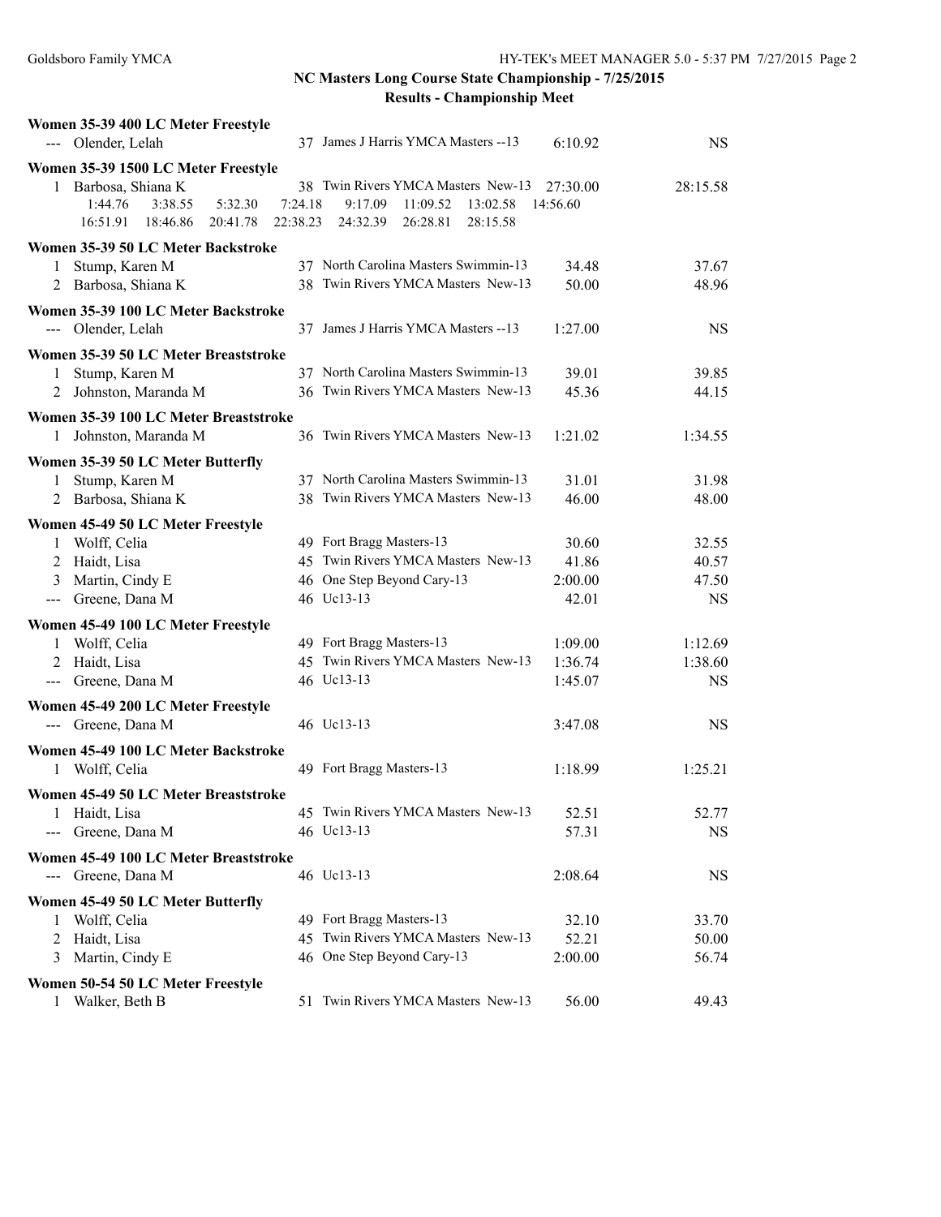## NC Masters Long Course State Championship - 7/25/2015

### Results - Championship Meet

**Women 35-39 400 LC Meter Freestyle**

| | Name | Age | Team | Seed Time | Finals Time |
|---|---|---|---|---|---|
| --- | Olender, Lelah | 37 | James J Harris YMCA Masters --13 | 6:10.92 | NS |

**Women 35-39 1500 LC Meter Freestyle**

| | Name | Age | Team | Seed Time | Finals Time |
|---|---|---|---|---|---|
| 1 | Barbosa, Shiana K | 38 | Twin Rivers YMCA Masters New-13 | 27:30.00 | 28:15.58 |

1:44.76 3:38.55 5:32.30 7:24.18 9:17.09 11:09.52 13:02.58 14:56.60
16:51.91 18:46.86 20:41.78 22:38.23 24:32.39 26:28.81 28:15.58

**Women 35-39 50 LC Meter Backstroke**

| | Name | Age | Team | Seed Time | Finals Time |
|---|---|---|---|---|---|
| 1 | Stump, Karen M | 37 | North Carolina Masters Swimmin-13 | 34.48 | 37.67 |
| 2 | Barbosa, Shiana K | 38 | Twin Rivers YMCA Masters New-13 | 50.00 | 48.96 |

**Women 35-39 100 LC Meter Backstroke**

| | Name | Age | Team | Seed Time | Finals Time |
|---|---|---|---|---|---|
| --- | Olender, Lelah | 37 | James J Harris YMCA Masters --13 | 1:27.00 | NS |

**Women 35-39 50 LC Meter Breaststroke**

| | Name | Age | Team | Seed Time | Finals Time |
|---|---|---|---|---|---|
| 1 | Stump, Karen M | 37 | North Carolina Masters Swimmin-13 | 39.01 | 39.85 |
| 2 | Johnston, Maranda M | 36 | Twin Rivers YMCA Masters New-13 | 45.36 | 44.15 |

**Women 35-39 100 LC Meter Breaststroke**

| | Name | Age | Team | Seed Time | Finals Time |
|---|---|---|---|---|---|
| 1 | Johnston, Maranda M | 36 | Twin Rivers YMCA Masters New-13 | 1:21.02 | 1:34.55 |

**Women 35-39 50 LC Meter Butterfly**

| | Name | Age | Team | Seed Time | Finals Time |
|---|---|---|---|---|---|
| 1 | Stump, Karen M | 37 | North Carolina Masters Swimmin-13 | 31.01 | 31.98 |
| 2 | Barbosa, Shiana K | 38 | Twin Rivers YMCA Masters New-13 | 46.00 | 48.00 |

**Women 45-49 50 LC Meter Freestyle**

| | Name | Age | Team | Seed Time | Finals Time |
|---|---|---|---|---|---|
| 1 | Wolff, Celia | 49 | Fort Bragg Masters-13 | 30.60 | 32.55 |
| 2 | Haidt, Lisa | 45 | Twin Rivers YMCA Masters New-13 | 41.86 | 40.57 |
| 3 | Martin, Cindy E | 46 | One Step Beyond Cary-13 | 2:00.00 | 47.50 |
| --- | Greene, Dana M | 46 | Uc13-13 | 42.01 | NS |

**Women 45-49 100 LC Meter Freestyle**

| | Name | Age | Team | Seed Time | Finals Time |
|---|---|---|---|---|---|
| 1 | Wolff, Celia | 49 | Fort Bragg Masters-13 | 1:09.00 | 1:12.69 |
| 2 | Haidt, Lisa | 45 | Twin Rivers YMCA Masters New-13 | 1:36.74 | 1:38.60 |
| --- | Greene, Dana M | 46 | Uc13-13 | 1:45.07 | NS |

**Women 45-49 200 LC Meter Freestyle**

| | Name | Age | Team | Seed Time | Finals Time |
|---|---|---|---|---|---|
| --- | Greene, Dana M | 46 | Uc13-13 | 3:47.08 | NS |

**Women 45-49 100 LC Meter Backstroke**

| | Name | Age | Team | Seed Time | Finals Time |
|---|---|---|---|---|---|
| 1 | Wolff, Celia | 49 | Fort Bragg Masters-13 | 1:18.99 | 1:25.21 |

**Women 45-49 50 LC Meter Breaststroke**

| | Name | Age | Team | Seed Time | Finals Time |
|---|---|---|---|---|---|
| 1 | Haidt, Lisa | 45 | Twin Rivers YMCA Masters New-13 | 52.51 | 52.77 |
| --- | Greene, Dana M | 46 | Uc13-13 | 57.31 | NS |

**Women 45-49 100 LC Meter Breaststroke**

| | Name | Age | Team | Seed Time | Finals Time |
|---|---|---|---|---|---|
| --- | Greene, Dana M | 46 | Uc13-13 | 2:08.64 | NS |

**Women 45-49 50 LC Meter Butterfly**

| | Name | Age | Team | Seed Time | Finals Time |
|---|---|---|---|---|---|
| 1 | Wolff, Celia | 49 | Fort Bragg Masters-13 | 32.10 | 33.70 |
| 2 | Haidt, Lisa | 45 | Twin Rivers YMCA Masters New-13 | 52.21 | 50.00 |
| 3 | Martin, Cindy E | 46 | One Step Beyond Cary-13 | 2:00.00 | 56.74 |

**Women 50-54 50 LC Meter Freestyle**

| | Name | Age | Team | Seed Time | Finals Time |
|---|---|---|---|---|---|
| 1 | Walker, Beth B | 51 | Twin Rivers YMCA Masters New-13 | 56.00 | 49.43 |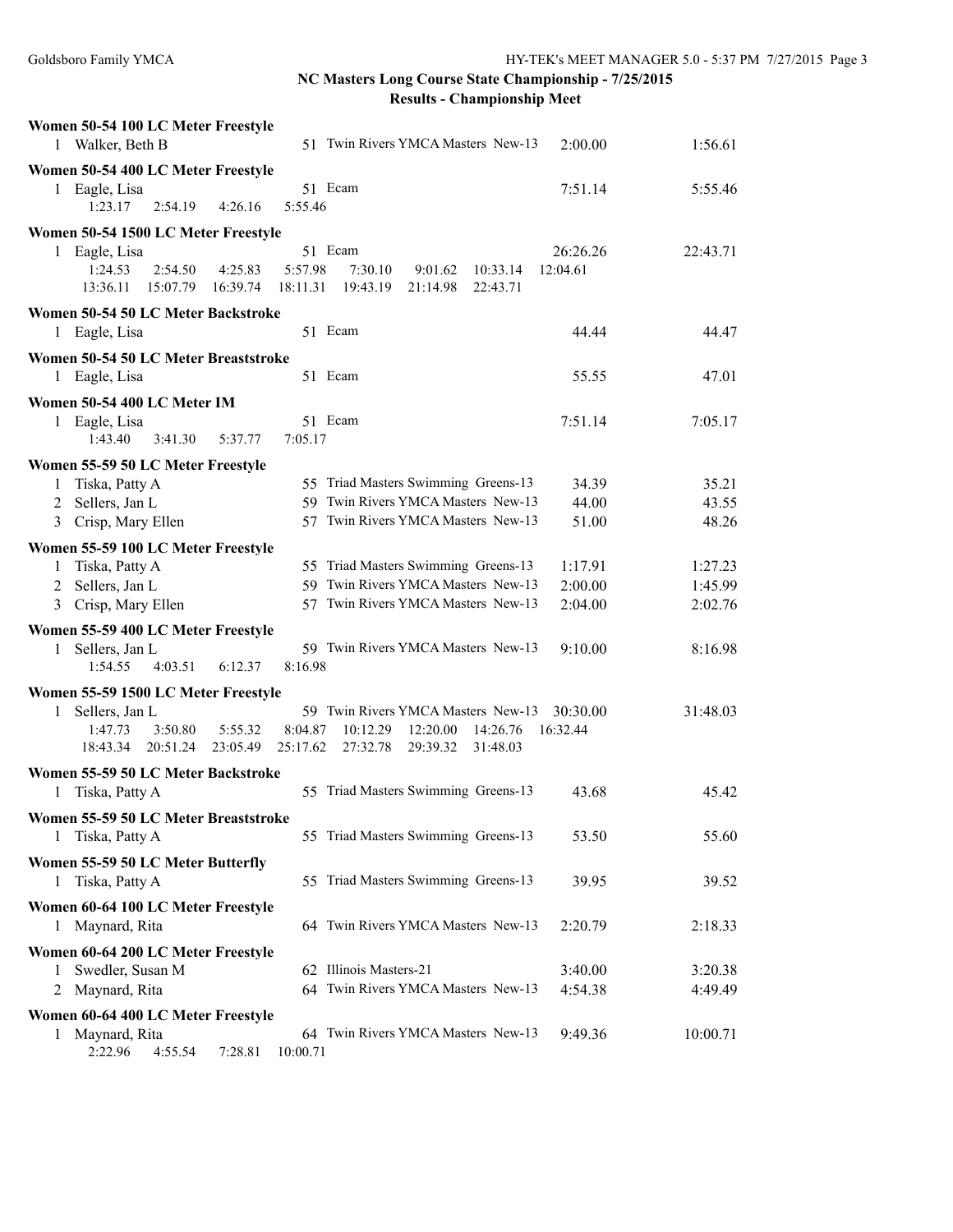## NC Masters Long Course State Championship - 7/25/2015

### Results - Championship Meet

**Women 50-54 100 LC Meter Freestyle**

| | Name | Age | Team | Seed Time | Finals Time |
|---|---|---|---|---|---|
| 1 | Walker, Beth B | 51 | Twin Rivers YMCA Masters New-13 | 2:00.00 | 1:56.61 |

**Women 50-54 400 LC Meter Freestyle**

| | Name | Age | Team | Seed Time | Finals Time |
|---|---|---|---|---|---|
| 1 | Eagle, Lisa | 51 | Ecam | 7:51.14 | 5:55.46 |

1:23.17 2:54.19 4:26.16 5:55.46

**Women 50-54 1500 LC Meter Freestyle**

| | Name | Age | Team | Seed Time | Finals Time |
|---|---|---|---|---|---|
| 1 | Eagle, Lisa | 51 | Ecam | 26:26.26 | 22:43.71 |

1:24.53 2:54.50 4:25.83 5:57.98 7:30.10 9:01.62 10:33.14 12:04.61
13:36.11 15:07.79 16:39.74 18:11.31 19:43.19 21:14.98 22:43.71

**Women 50-54 50 LC Meter Backstroke**

| | Name | Age | Team | Seed Time | Finals Time |
|---|---|---|---|---|---|
| 1 | Eagle, Lisa | 51 | Ecam | 44.44 | 44.47 |

**Women 50-54 50 LC Meter Breaststroke**

| | Name | Age | Team | Seed Time | Finals Time |
|---|---|---|---|---|---|
| 1 | Eagle, Lisa | 51 | Ecam | 55.55 | 47.01 |

**Women 50-54 400 LC Meter IM**

| | Name | Age | Team | Seed Time | Finals Time |
|---|---|---|---|---|---|
| 1 | Eagle, Lisa | 51 | Ecam | 7:51.14 | 7:05.17 |

1:43.40 3:41.30 5:37.77 7:05.17

**Women 55-59 50 LC Meter Freestyle**

| | Name | Age | Team | Seed Time | Finals Time |
|---|---|---|---|---|---|
| 1 | Tiska, Patty A | 55 | Triad Masters Swimming Greens-13 | 34.39 | 35.21 |
| 2 | Sellers, Jan L | 59 | Twin Rivers YMCA Masters New-13 | 44.00 | 43.55 |
| 3 | Crisp, Mary Ellen | 57 | Twin Rivers YMCA Masters New-13 | 51.00 | 48.26 |

**Women 55-59 100 LC Meter Freestyle**

| | Name | Age | Team | Seed Time | Finals Time |
|---|---|---|---|---|---|
| 1 | Tiska, Patty A | 55 | Triad Masters Swimming Greens-13 | 1:17.91 | 1:27.23 |
| 2 | Sellers, Jan L | 59 | Twin Rivers YMCA Masters New-13 | 2:00.00 | 1:45.99 |
| 3 | Crisp, Mary Ellen | 57 | Twin Rivers YMCA Masters New-13 | 2:04.00 | 2:02.76 |

**Women 55-59 400 LC Meter Freestyle**

| | Name | Age | Team | Seed Time | Finals Time |
|---|---|---|---|---|---|
| 1 | Sellers, Jan L | 59 | Twin Rivers YMCA Masters New-13 | 9:10.00 | 8:16.98 |

1:54.55 4:03.51 6:12.37 8:16.98

**Women 55-59 1500 LC Meter Freestyle**

| | Name | Age | Team | Seed Time | Finals Time |
|---|---|---|---|---|---|
| 1 | Sellers, Jan L | 59 | Twin Rivers YMCA Masters New-13 | 30:30.00 | 31:48.03 |

1:47.73 3:50.80 5:55.32 8:04.87 10:12.29 12:20.00 14:26.76 16:32.44
18:43.34 20:51.24 23:05.49 25:17.62 27:32.78 29:39.32 31:48.03

**Women 55-59 50 LC Meter Backstroke**

| | Name | Age | Team | Seed Time | Finals Time |
|---|---|---|---|---|---|
| 1 | Tiska, Patty A | 55 | Triad Masters Swimming Greens-13 | 43.68 | 45.42 |

**Women 55-59 50 LC Meter Breaststroke**

| | Name | Age | Team | Seed Time | Finals Time |
|---|---|---|---|---|---|
| 1 | Tiska, Patty A | 55 | Triad Masters Swimming Greens-13 | 53.50 | 55.60 |

**Women 55-59 50 LC Meter Butterfly**

| | Name | Age | Team | Seed Time | Finals Time |
|---|---|---|---|---|---|
| 1 | Tiska, Patty A | 55 | Triad Masters Swimming Greens-13 | 39.95 | 39.52 |

**Women 60-64 100 LC Meter Freestyle**

| | Name | Age | Team | Seed Time | Finals Time |
|---|---|---|---|---|---|
| 1 | Maynard, Rita | 64 | Twin Rivers YMCA Masters New-13 | 2:20.79 | 2:18.33 |

**Women 60-64 200 LC Meter Freestyle**

| | Name | Age | Team | Seed Time | Finals Time |
|---|---|---|---|---|---|
| 1 | Swedler, Susan M | 62 | Illinois Masters-21 | 3:40.00 | 3:20.38 |
| 2 | Maynard, Rita | 64 | Twin Rivers YMCA Masters New-13 | 4:54.38 | 4:49.49 |

**Women 60-64 400 LC Meter Freestyle**

| | Name | Age | Team | Seed Time | Finals Time |
|---|---|---|---|---|---|
| 1 | Maynard, Rita | 64 | Twin Rivers YMCA Masters New-13 | 9:49.36 | 10:00.71 |

2:22.96 4:55.54 7:28.81 10:00.71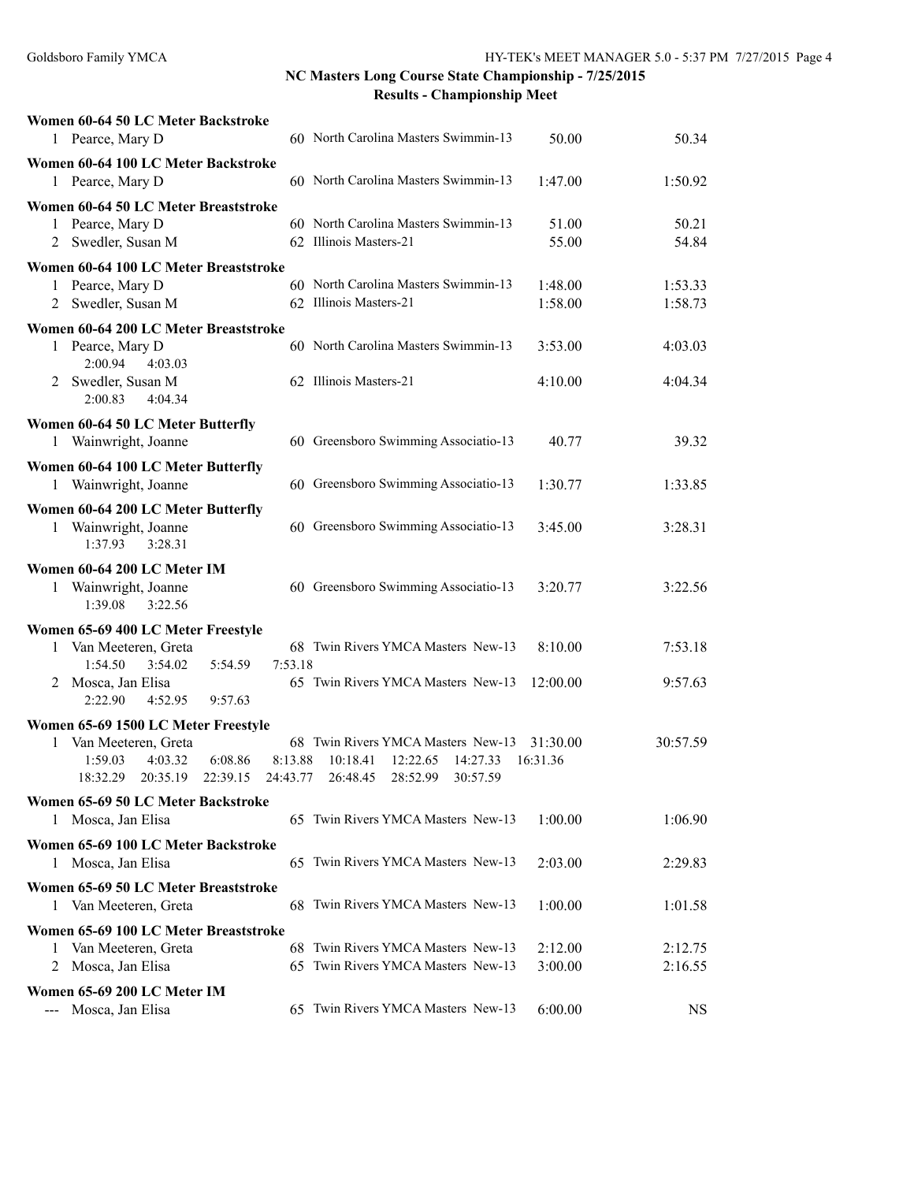## NC Masters Long Course State Championship - 7/25/2015

### Results - Championship Meet

**Women 60-64 50 LC Meter Backstroke**

| Place | Name | Age | Team | Seed Time | Finals Time |
|---|---|---|---|---|---|
| 1 | Pearce, Mary D | 60 | North Carolina Masters Swimmin-13 | 50.00 | 50.34 |

**Women 60-64 100 LC Meter Backstroke**

| Place | Name | Age | Team | Seed Time | Finals Time |
|---|---|---|---|---|---|
| 1 | Pearce, Mary D | 60 | North Carolina Masters Swimmin-13 | 1:47.00 | 1:50.92 |

**Women 60-64 50 LC Meter Breaststroke**

| Place | Name | Age | Team | Seed Time | Finals Time |
|---|---|---|---|---|---|
| 1 | Pearce, Mary D | 60 | North Carolina Masters Swimmin-13 | 51.00 | 50.21 |
| 2 | Swedler, Susan M | 62 | Illinois Masters-21 | 55.00 | 54.84 |

**Women 60-64 100 LC Meter Breaststroke**

| Place | Name | Age | Team | Seed Time | Finals Time |
|---|---|---|---|---|---|
| 1 | Pearce, Mary D | 60 | North Carolina Masters Swimmin-13 | 1:48.00 | 1:53.33 |
| 2 | Swedler, Susan M | 62 | Illinois Masters-21 | 1:58.00 | 1:58.73 |

**Women 60-64 200 LC Meter Breaststroke**

| Place | Name | Age | Team | Seed Time | Finals Time |
|---|---|---|---|---|---|
| 1 | Pearce, Mary D | 60 | North Carolina Masters Swimmin-13 | 3:53.00 | 4:03.03 |
| | 2:00.94  4:03.03 | | | | |
| 2 | Swedler, Susan M | 62 | Illinois Masters-21 | 4:10.00 | 4:04.34 |
| | 2:00.83  4:04.34 | | | | |

**Women 60-64 50 LC Meter Butterfly**

| Place | Name | Age | Team | Seed Time | Finals Time |
|---|---|---|---|---|---|
| 1 | Wainwright, Joanne | 60 | Greensboro Swimming Associatio-13 | 40.77 | 39.32 |

**Women 60-64 100 LC Meter Butterfly**

| Place | Name | Age | Team | Seed Time | Finals Time |
|---|---|---|---|---|---|
| 1 | Wainwright, Joanne | 60 | Greensboro Swimming Associatio-13 | 1:30.77 | 1:33.85 |

**Women 60-64 200 LC Meter Butterfly**

| Place | Name | Age | Team | Seed Time | Finals Time |
|---|---|---|---|---|---|
| 1 | Wainwright, Joanne | 60 | Greensboro Swimming Associatio-13 | 3:45.00 | 3:28.31 |
| | 1:37.93  3:28.31 | | | | |

**Women 60-64 200 LC Meter IM**

| Place | Name | Age | Team | Seed Time | Finals Time |
|---|---|---|---|---|---|
| 1 | Wainwright, Joanne | 60 | Greensboro Swimming Associatio-13 | 3:20.77 | 3:22.56 |
| | 1:39.08  3:22.56 | | | | |

**Women 65-69 400 LC Meter Freestyle**

| Place | Name | Age | Team | Seed Time | Finals Time |
|---|---|---|---|---|---|
| 1 | Van Meeteren, Greta | 68 | Twin Rivers YMCA Masters New-13 | 8:10.00 | 7:53.18 |
| | 1:54.50  3:54.02  5:54.59  7:53.18 | | | | |
| 2 | Mosca, Jan Elisa | 65 | Twin Rivers YMCA Masters New-13 | 12:00.00 | 9:57.63 |
| | 2:22.90  4:52.95  9:57.63 | | | | |

**Women 65-69 1500 LC Meter Freestyle**

| Place | Name | Age | Team | Seed Time | Finals Time |
|---|---|---|---|---|---|
| 1 | Van Meeteren, Greta | 68 | Twin Rivers YMCA Masters New-13 | 31:30.00 | 30:57.59 |
| | 1:59.03  4:03.32  6:08.86  8:13.88  10:18.41  12:22.65  14:27.33  16:31.36 | | | | |
| | 18:32.29  20:35.19  22:39.15  24:43.77  26:48.45  28:52.99  30:57.59 | | | | |

**Women 65-69 50 LC Meter Backstroke**

| Place | Name | Age | Team | Seed Time | Finals Time |
|---|---|---|---|---|---|
| 1 | Mosca, Jan Elisa | 65 | Twin Rivers YMCA Masters New-13 | 1:00.00 | 1:06.90 |

**Women 65-69 100 LC Meter Backstroke**

| Place | Name | Age | Team | Seed Time | Finals Time |
|---|---|---|---|---|---|
| 1 | Mosca, Jan Elisa | 65 | Twin Rivers YMCA Masters New-13 | 2:03.00 | 2:29.83 |

**Women 65-69 50 LC Meter Breaststroke**

| Place | Name | Age | Team | Seed Time | Finals Time |
|---|---|---|---|---|---|
| 1 | Van Meeteren, Greta | 68 | Twin Rivers YMCA Masters New-13 | 1:00.00 | 1:01.58 |

**Women 65-69 100 LC Meter Breaststroke**

| Place | Name | Age | Team | Seed Time | Finals Time |
|---|---|---|---|---|---|
| 1 | Van Meeteren, Greta | 68 | Twin Rivers YMCA Masters New-13 | 2:12.00 | 2:12.75 |
| 2 | Mosca, Jan Elisa | 65 | Twin Rivers YMCA Masters New-13 | 3:00.00 | 2:16.55 |

**Women 65-69 200 LC Meter IM**

| Place | Name | Age | Team | Seed Time | Finals Time |
|---|---|---|---|---|---|
| --- | Mosca, Jan Elisa | 65 | Twin Rivers YMCA Masters New-13 | 6:00.00 | NS |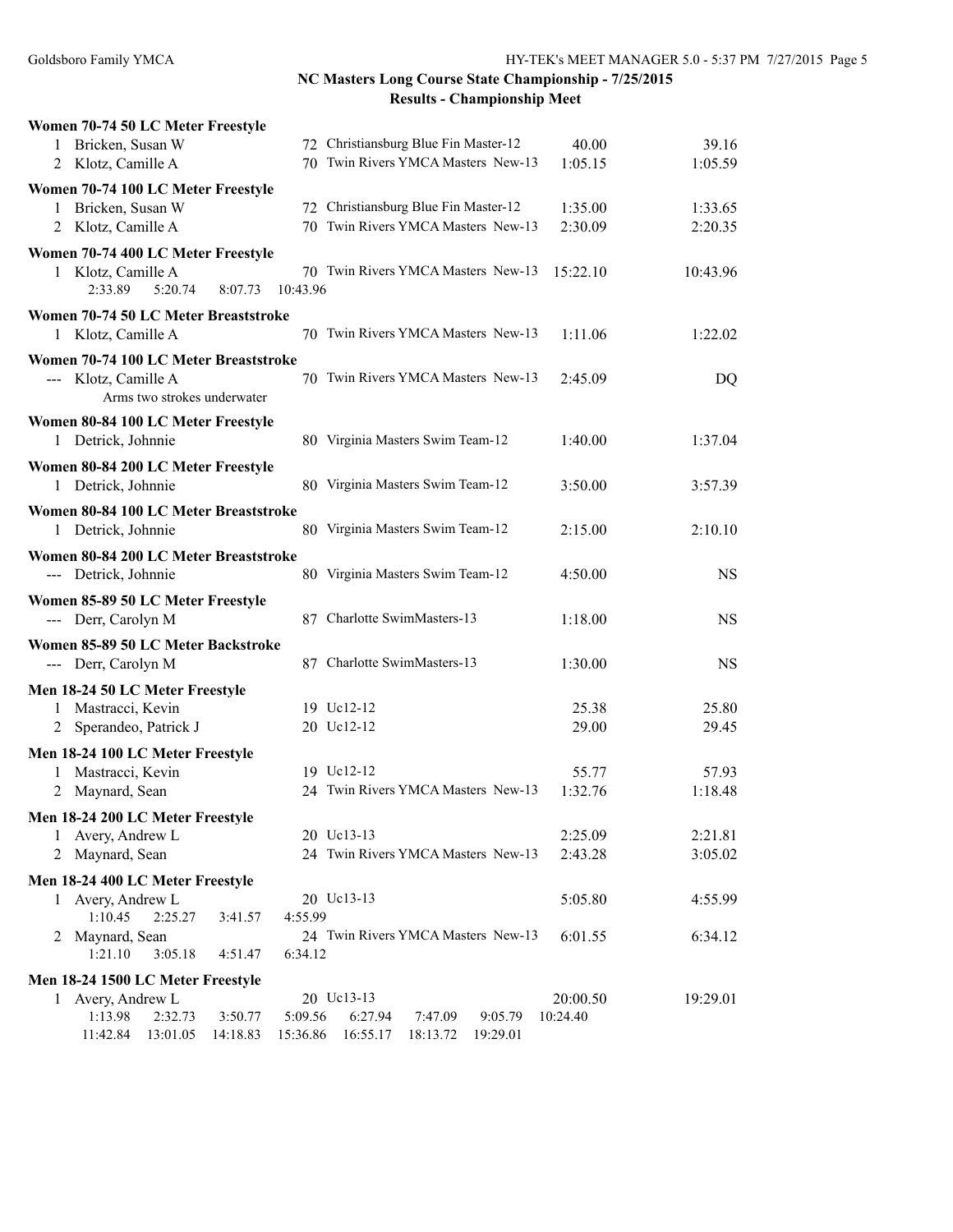## NC Masters Long Course State Championship - 7/25/2015

### Results - Championship Meet

**Women 70-74 50 LC Meter Freestyle**

| | Name | Age | Team | Seed | Finals |
|---|---|---|---|---|---|
| 1 | Bricken, Susan W | 72 | Christiansburg Blue Fin Master-12 | 40.00 | 39.16 |
| 2 | Klotz, Camille A | 70 | Twin Rivers YMCA Masters New-13 | 1:05.15 | 1:05.59 |

**Women 70-74 100 LC Meter Freestyle**

| | Name | Age | Team | Seed | Finals |
|---|---|---|---|---|---|
| 1 | Bricken, Susan W | 72 | Christiansburg Blue Fin Master-12 | 1:35.00 | 1:33.65 |
| 2 | Klotz, Camille A | 70 | Twin Rivers YMCA Masters New-13 | 2:30.09 | 2:20.35 |

**Women 70-74 400 LC Meter Freestyle**

| | Name | Age | Team | Seed | Finals |
|---|---|---|---|---|---|
| 1 | Klotz, Camille A | 70 | Twin Rivers YMCA Masters New-13 | 15:22.10 | 10:43.96 |

2:33.89 5:20.74 8:07.73 10:43.96

**Women 70-74 50 LC Meter Breaststroke**

| | Name | Age | Team | Seed | Finals |
|---|---|---|---|---|---|
| 1 | Klotz, Camille A | 70 | Twin Rivers YMCA Masters New-13 | 1:11.06 | 1:22.02 |

**Women 70-74 100 LC Meter Breaststroke**

| | Name | Age | Team | Seed | Finals |
|---|---|---|---|---|---|
| --- | Klotz, Camille A | 70 | Twin Rivers YMCA Masters New-13 | 2:45.09 | DQ |

Arms two strokes underwater

**Women 80-84 100 LC Meter Freestyle**

| | Name | Age | Team | Seed | Finals |
|---|---|---|---|---|---|
| 1 | Detrick, Johnnie | 80 | Virginia Masters Swim Team-12 | 1:40.00 | 1:37.04 |

**Women 80-84 200 LC Meter Freestyle**

| | Name | Age | Team | Seed | Finals |
|---|---|---|---|---|---|
| 1 | Detrick, Johnnie | 80 | Virginia Masters Swim Team-12 | 3:50.00 | 3:57.39 |

**Women 80-84 100 LC Meter Breaststroke**

| | Name | Age | Team | Seed | Finals |
|---|---|---|---|---|---|
| 1 | Detrick, Johnnie | 80 | Virginia Masters Swim Team-12 | 2:15.00 | 2:10.10 |

**Women 80-84 200 LC Meter Breaststroke**

| | Name | Age | Team | Seed | Finals |
|---|---|---|---|---|---|
| --- | Detrick, Johnnie | 80 | Virginia Masters Swim Team-12 | 4:50.00 | NS |

**Women 85-89 50 LC Meter Freestyle**

| | Name | Age | Team | Seed | Finals |
|---|---|---|---|---|---|
| --- | Derr, Carolyn M | 87 | Charlotte SwimMasters-13 | 1:18.00 | NS |

**Women 85-89 50 LC Meter Backstroke**

| | Name | Age | Team | Seed | Finals |
|---|---|---|---|---|---|
| --- | Derr, Carolyn M | 87 | Charlotte SwimMasters-13 | 1:30.00 | NS |

**Men 18-24 50 LC Meter Freestyle**

| | Name | Age | Team | Seed | Finals |
|---|---|---|---|---|---|
| 1 | Mastracci, Kevin | 19 | Uc12-12 | 25.38 | 25.80 |
| 2 | Sperandeo, Patrick J | 20 | Uc12-12 | 29.00 | 29.45 |

**Men 18-24 100 LC Meter Freestyle**

| | Name | Age | Team | Seed | Finals |
|---|---|---|---|---|---|
| 1 | Mastracci, Kevin | 19 | Uc12-12 | 55.77 | 57.93 |
| 2 | Maynard, Sean | 24 | Twin Rivers YMCA Masters New-13 | 1:32.76 | 1:18.48 |

**Men 18-24 200 LC Meter Freestyle**

| | Name | Age | Team | Seed | Finals |
|---|---|---|---|---|---|
| 1 | Avery, Andrew L | 20 | Uc13-13 | 2:25.09 | 2:21.81 |
| 2 | Maynard, Sean | 24 | Twin Rivers YMCA Masters New-13 | 2:43.28 | 3:05.02 |

**Men 18-24 400 LC Meter Freestyle**

| | Name | Age | Team | Seed | Finals |
|---|---|---|---|---|---|
| 1 | Avery, Andrew L | 20 | Uc13-13 | 5:05.80 | 4:55.99 |

1:10.45 2:25.27 3:41.57 4:55.99

| | Name | Age | Team | Seed | Finals |
|---|---|---|---|---|---|
| 2 | Maynard, Sean | 24 | Twin Rivers YMCA Masters New-13 | 6:01.55 | 6:34.12 |

1:21.10 3:05.18 4:51.47 6:34.12

**Men 18-24 1500 LC Meter Freestyle**

| | Name | Age | Team | Seed | Finals |
|---|---|---|---|---|---|
| 1 | Avery, Andrew L | 20 | Uc13-13 | 20:00.50 | 19:29.01 |

1:13.98 2:32.73 3:50.77 5:09.56 6:27.94 7:47.09 9:05.79 10:24.40
11:42.84 13:01.05 14:18.83 15:36.86 16:55.17 18:13.72 19:29.01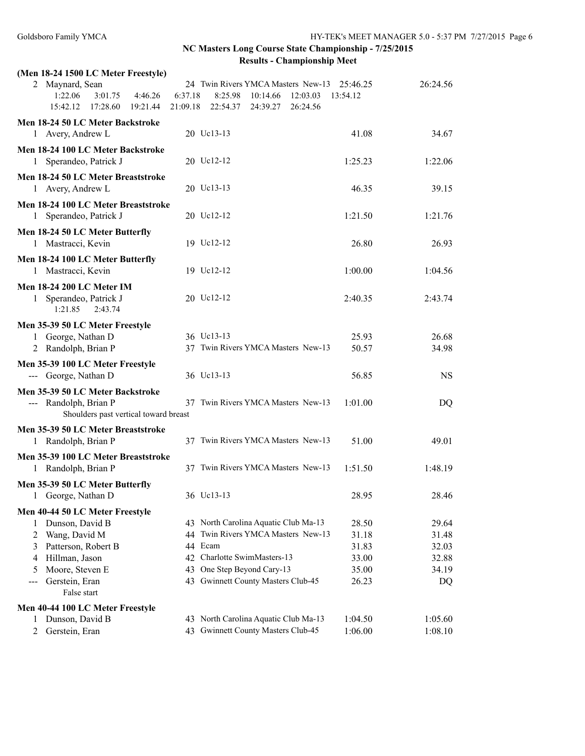## NC Masters Long Course State Championship - 7/25/2015

### Results - Championship Meet

**(Men 18-24 1500 LC Meter Freestyle)**

| Place | Name | Age | Team | Seed Time | Finals Time |
|---|---|---|---|---|---|
| 2 | Maynard, Sean | 24 | Twin Rivers YMCA Masters New-13 | 25:46.25 | 26:24.56 |

1:22.06 3:01.75 4:46.26 6:37.18 8:25.98 10:14.66 12:03.03 13:54.12
15:42.12 17:28.60 19:21.44 21:09.18 22:54.37 24:39.27 26:24.56

**Men 18-24 50 LC Meter Backstroke**

| Place | Name | Age | Team | Seed Time | Finals Time |
|---|---|---|---|---|---|
| 1 | Avery, Andrew L | 20 | Uc13-13 | 41.08 | 34.67 |

**Men 18-24 100 LC Meter Backstroke**

| Place | Name | Age | Team | Seed Time | Finals Time |
|---|---|---|---|---|---|
| 1 | Sperandeo, Patrick J | 20 | Uc12-12 | 1:25.23 | 1:22.06 |

**Men 18-24 50 LC Meter Breaststroke**

| Place | Name | Age | Team | Seed Time | Finals Time |
|---|---|---|---|---|---|
| 1 | Avery, Andrew L | 20 | Uc13-13 | 46.35 | 39.15 |

**Men 18-24 100 LC Meter Breaststroke**

| Place | Name | Age | Team | Seed Time | Finals Time |
|---|---|---|---|---|---|
| 1 | Sperandeo, Patrick J | 20 | Uc12-12 | 1:21.50 | 1:21.76 |

**Men 18-24 50 LC Meter Butterfly**

| Place | Name | Age | Team | Seed Time | Finals Time |
|---|---|---|---|---|---|
| 1 | Mastracci, Kevin | 19 | Uc12-12 | 26.80 | 26.93 |

**Men 18-24 100 LC Meter Butterfly**

| Place | Name | Age | Team | Seed Time | Finals Time |
|---|---|---|---|---|---|
| 1 | Mastracci, Kevin | 19 | Uc12-12 | 1:00.00 | 1:04.56 |

**Men 18-24 200 LC Meter IM**

| Place | Name | Age | Team | Seed Time | Finals Time |
|---|---|---|---|---|---|
| 1 | Sperandeo, Patrick J | 20 | Uc12-12 | 2:40.35 | 2:43.74 |

1:21.85 2:43.74

**Men 35-39 50 LC Meter Freestyle**

| Place | Name | Age | Team | Seed Time | Finals Time |
|---|---|---|---|---|---|
| 1 | George, Nathan D | 36 | Uc13-13 | 25.93 | 26.68 |
| 2 | Randolph, Brian P | 37 | Twin Rivers YMCA Masters New-13 | 50.57 | 34.98 |

**Men 35-39 100 LC Meter Freestyle**

| Place | Name | Age | Team | Seed Time | Finals Time |
|---|---|---|---|---|---|
| --- | George, Nathan D | 36 | Uc13-13 | 56.85 | NS |

**Men 35-39 50 LC Meter Backstroke**

| Place | Name | Age | Team | Seed Time | Finals Time |
|---|---|---|---|---|---|
| --- | Randolph, Brian P | 37 | Twin Rivers YMCA Masters New-13 | 1:01.00 | DQ |

Shoulders past vertical toward breast

**Men 35-39 50 LC Meter Breaststroke**

| Place | Name | Age | Team | Seed Time | Finals Time |
|---|---|---|---|---|---|
| 1 | Randolph, Brian P | 37 | Twin Rivers YMCA Masters New-13 | 51.00 | 49.01 |

**Men 35-39 100 LC Meter Breaststroke**

| Place | Name | Age | Team | Seed Time | Finals Time |
|---|---|---|---|---|---|
| 1 | Randolph, Brian P | 37 | Twin Rivers YMCA Masters New-13 | 1:51.50 | 1:48.19 |

**Men 35-39 50 LC Meter Butterfly**

| Place | Name | Age | Team | Seed Time | Finals Time |
|---|---|---|---|---|---|
| 1 | George, Nathan D | 36 | Uc13-13 | 28.95 | 28.46 |

**Men 40-44 50 LC Meter Freestyle**

| Place | Name | Age | Team | Seed Time | Finals Time |
|---|---|---|---|---|---|
| 1 | Dunson, David B | 43 | North Carolina Aquatic Club Ma-13 | 28.50 | 29.64 |
| 2 | Wang, David M | 44 | Twin Rivers YMCA Masters New-13 | 31.18 | 31.48 |
| 3 | Patterson, Robert B | 44 | Ecam | 31.83 | 32.03 |
| 4 | Hillman, Jason | 42 | Charlotte SwimMasters-13 | 33.00 | 32.88 |
| 5 | Moore, Steven E | 43 | One Step Beyond Cary-13 | 35.00 | 34.19 |
| --- | Gerstein, Eran | 43 | Gwinnett County Masters Club-45 | 26.23 | DQ |

False start

**Men 40-44 100 LC Meter Freestyle**

| Place | Name | Age | Team | Seed Time | Finals Time |
|---|---|---|---|---|---|
| 1 | Dunson, David B | 43 | North Carolina Aquatic Club Ma-13 | 1:04.50 | 1:05.60 |
| 2 | Gerstein, Eran | 43 | Gwinnett County Masters Club-45 | 1:06.00 | 1:08.10 |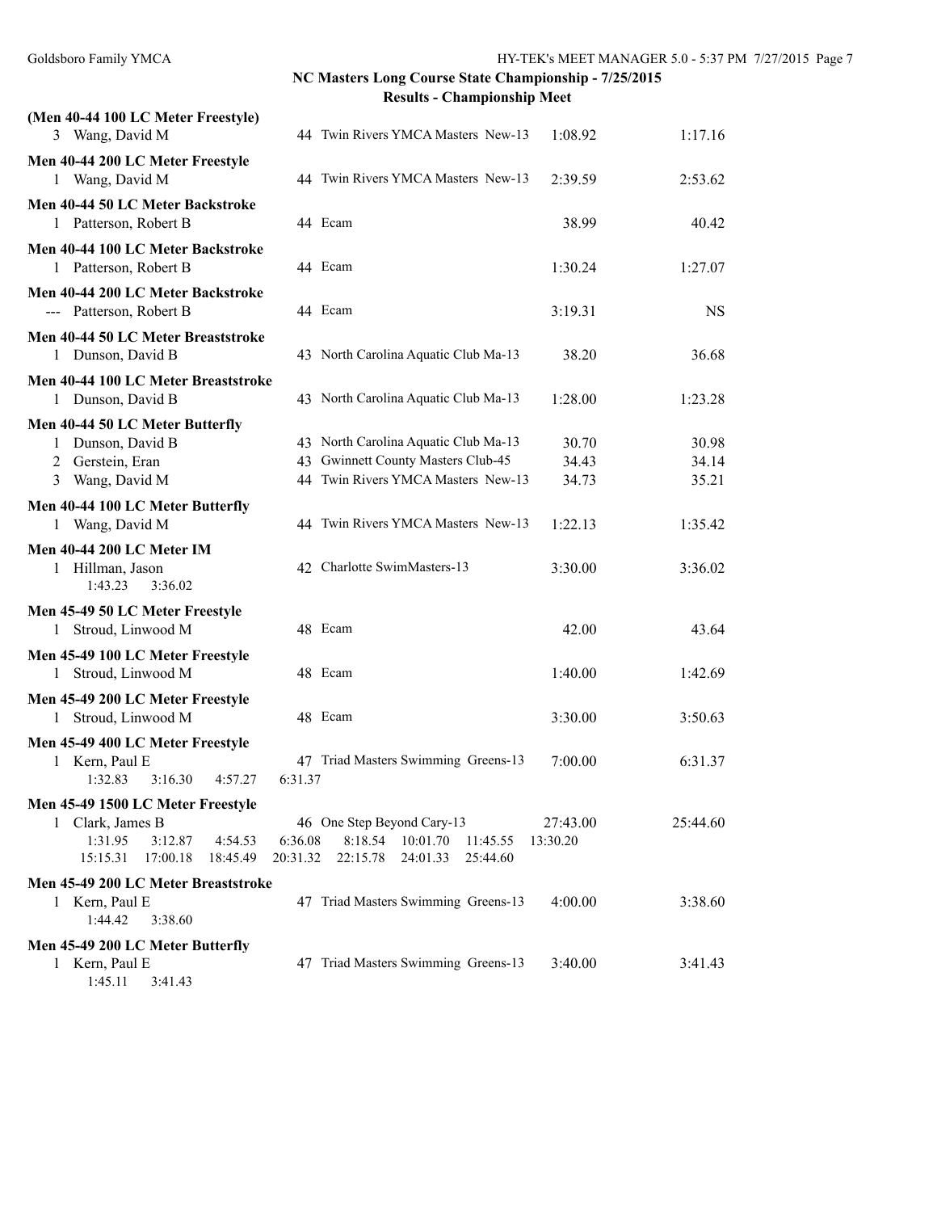**NC Masters Long Course State Championship - 7/25/2015**

**Results - Championship Meet**

**(Men 40-44 100 LC Meter Freestyle)**

| | Name | Age | Team | Seed Time | Finals Time |
|---|---|---|---|---|---|
| 3 | Wang, David M | 44 | Twin Rivers YMCA Masters New-13 | 1:08.92 | 1:17.16 |

**Men 40-44 200 LC Meter Freestyle**

| | Name | Age | Team | Seed Time | Finals Time |
|---|---|---|---|---|---|
| 1 | Wang, David M | 44 | Twin Rivers YMCA Masters New-13 | 2:39.59 | 2:53.62 |

**Men 40-44 50 LC Meter Backstroke**

| | Name | Age | Team | Seed Time | Finals Time |
|---|---|---|---|---|---|
| 1 | Patterson, Robert B | 44 | Ecam | 38.99 | 40.42 |

**Men 40-44 100 LC Meter Backstroke**

| | Name | Age | Team | Seed Time | Finals Time |
|---|---|---|---|---|---|
| 1 | Patterson, Robert B | 44 | Ecam | 1:30.24 | 1:27.07 |

**Men 40-44 200 LC Meter Backstroke**

| | Name | Age | Team | Seed Time | Finals Time |
|---|---|---|---|---|---|
| --- | Patterson, Robert B | 44 | Ecam | 3:19.31 | NS |

**Men 40-44 50 LC Meter Breaststroke**

| | Name | Age | Team | Seed Time | Finals Time |
|---|---|---|---|---|---|
| 1 | Dunson, David B | 43 | North Carolina Aquatic Club Ma-13 | 38.20 | 36.68 |

**Men 40-44 100 LC Meter Breaststroke**

| | Name | Age | Team | Seed Time | Finals Time |
|---|---|---|---|---|---|
| 1 | Dunson, David B | 43 | North Carolina Aquatic Club Ma-13 | 1:28.00 | 1:23.28 |

**Men 40-44 50 LC Meter Butterfly**

| | Name | Age | Team | Seed Time | Finals Time |
|---|---|---|---|---|---|
| 1 | Dunson, David B | 43 | North Carolina Aquatic Club Ma-13 | 30.70 | 30.98 |
| 2 | Gerstein, Eran | 43 | Gwinnett County Masters Club-45 | 34.43 | 34.14 |
| 3 | Wang, David M | 44 | Twin Rivers YMCA Masters New-13 | 34.73 | 35.21 |

**Men 40-44 100 LC Meter Butterfly**

| | Name | Age | Team | Seed Time | Finals Time |
|---|---|---|---|---|---|
| 1 | Wang, David M | 44 | Twin Rivers YMCA Masters New-13 | 1:22.13 | 1:35.42 |

**Men 40-44 200 LC Meter IM**

| | Name | Age | Team | Seed Time | Finals Time |
|---|---|---|---|---|---|
| 1 | Hillman, Jason | 42 | Charlotte SwimMasters-13 | 3:30.00 | 3:36.02 |

Splits: 1:43.23 3:36.02

**Men 45-49 50 LC Meter Freestyle**

| | Name | Age | Team | Seed Time | Finals Time |
|---|---|---|---|---|---|
| 1 | Stroud, Linwood M | 48 | Ecam | 42.00 | 43.64 |

**Men 45-49 100 LC Meter Freestyle**

| | Name | Age | Team | Seed Time | Finals Time |
|---|---|---|---|---|---|
| 1 | Stroud, Linwood M | 48 | Ecam | 1:40.00 | 1:42.69 |

**Men 45-49 200 LC Meter Freestyle**

| | Name | Age | Team | Seed Time | Finals Time |
|---|---|---|---|---|---|
| 1 | Stroud, Linwood M | 48 | Ecam | 3:30.00 | 3:50.63 |

**Men 45-49 400 LC Meter Freestyle**

| | Name | Age | Team | Seed Time | Finals Time |
|---|---|---|---|---|---|
| 1 | Kern, Paul E | 47 | Triad Masters Swimming Greens-13 | 7:00.00 | 6:31.37 |

Splits: 1:32.83 3:16.30 4:57.27 6:31.37

**Men 45-49 1500 LC Meter Freestyle**

| | Name | Age | Team | Seed Time | Finals Time |
|---|---|---|---|---|---|
| 1 | Clark, James B | 46 | One Step Beyond Cary-13 | 27:43.00 | 25:44.60 |

Splits: 1:31.95 3:12.87 4:54.53 6:36.08 8:18.54 10:01.70 11:45.55 13:30.20 15:15.31 17:00.18 18:45.49 20:31.32 22:15.78 24:01.33 25:44.60

**Men 45-49 200 LC Meter Breaststroke**

| | Name | Age | Team | Seed Time | Finals Time |
|---|---|---|---|---|---|
| 1 | Kern, Paul E | 47 | Triad Masters Swimming Greens-13 | 4:00.00 | 3:38.60 |

Splits: 1:44.42 3:38.60

**Men 45-49 200 LC Meter Butterfly**

| | Name | Age | Team | Seed Time | Finals Time |
|---|---|---|---|---|---|
| 1 | Kern, Paul E | 47 | Triad Masters Swimming Greens-13 | 3:40.00 | 3:41.43 |

Splits: 1:45.11 3:41.43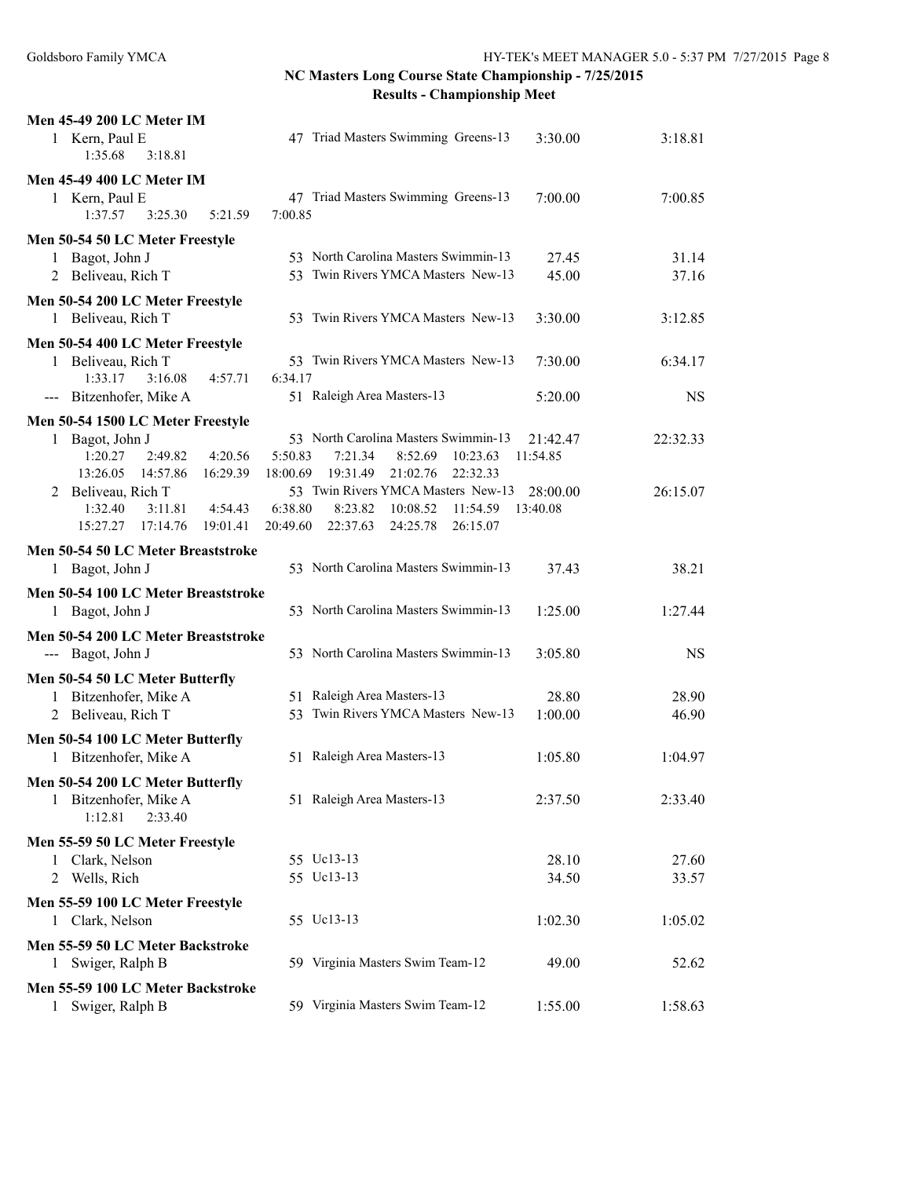# NC Masters Long Course State Championship - 7/25/2015

## Results - Championship Meet

### Men 45-49 200 LC Meter IM

1 Kern, Paul E — 47 Triad Masters Swimming Greens-13 — 3:30.00 — 3:18.81
1:35.68 3:18.81

### Men 45-49 400 LC Meter IM

1 Kern, Paul E — 47 Triad Masters Swimming Greens-13 — 7:00.00 — 7:00.85
1:37.57 3:25.30 5:21.59 7:00.85

### Men 50-54 50 LC Meter Freestyle

1 Bagot, John J — 53 North Carolina Masters Swimmin-13 — 27.45 — 31.14
2 Beliveau, Rich T — 53 Twin Rivers YMCA Masters New-13 — 45.00 — 37.16

### Men 50-54 200 LC Meter Freestyle

1 Beliveau, Rich T — 53 Twin Rivers YMCA Masters New-13 — 3:30.00 — 3:12.85

### Men 50-54 400 LC Meter Freestyle

1 Beliveau, Rich T — 53 Twin Rivers YMCA Masters New-13 — 7:30.00 — 6:34.17
1:33.17 3:16.08 4:57.71 6:34.17
--- Bitzenhofer, Mike A — 51 Raleigh Area Masters-13 — 5:20.00 — NS

### Men 50-54 1500 LC Meter Freestyle

1 Bagot, John J — 53 North Carolina Masters Swimmin-13 — 21:42.47 — 22:32.33
1:20.27 2:49.82 4:20.56 5:50.83 7:21.34 8:52.69 10:23.63 11:54.85
13:26.05 14:57.86 16:29.39 18:00.69 19:31.49 21:02.76 22:32.33
2 Beliveau, Rich T — 53 Twin Rivers YMCA Masters New-13 — 28:00.00 — 26:15.07
1:32.40 3:11.81 4:54.43 6:38.80 8:23.82 10:08.52 11:54.59 13:40.08
15:27.27 17:14.76 19:01.41 20:49.60 22:37.63 24:25.78 26:15.07

### Men 50-54 50 LC Meter Breaststroke

1 Bagot, John J — 53 North Carolina Masters Swimmin-13 — 37.43 — 38.21

### Men 50-54 100 LC Meter Breaststroke

1 Bagot, John J — 53 North Carolina Masters Swimmin-13 — 1:25.00 — 1:27.44

### Men 50-54 200 LC Meter Breaststroke

--- Bagot, John J — 53 North Carolina Masters Swimmin-13 — 3:05.80 — NS

### Men 50-54 50 LC Meter Butterfly

1 Bitzenhofer, Mike A — 51 Raleigh Area Masters-13 — 28.80 — 28.90
2 Beliveau, Rich T — 53 Twin Rivers YMCA Masters New-13 — 1:00.00 — 46.90

### Men 50-54 100 LC Meter Butterfly

1 Bitzenhofer, Mike A — 51 Raleigh Area Masters-13 — 1:05.80 — 1:04.97

### Men 50-54 200 LC Meter Butterfly

1 Bitzenhofer, Mike A — 51 Raleigh Area Masters-13 — 2:37.50 — 2:33.40
1:12.81 2:33.40

### Men 55-59 50 LC Meter Freestyle

1 Clark, Nelson — 55 Uc13-13 — 28.10 — 27.60
2 Wells, Rich — 55 Uc13-13 — 34.50 — 33.57

### Men 55-59 100 LC Meter Freestyle

1 Clark, Nelson — 55 Uc13-13 — 1:02.30 — 1:05.02

### Men 55-59 50 LC Meter Backstroke

1 Swiger, Ralph B — 59 Virginia Masters Swim Team-12 — 49.00 — 52.62

### Men 55-59 100 LC Meter Backstroke

1 Swiger, Ralph B — 59 Virginia Masters Swim Team-12 — 1:55.00 — 1:58.63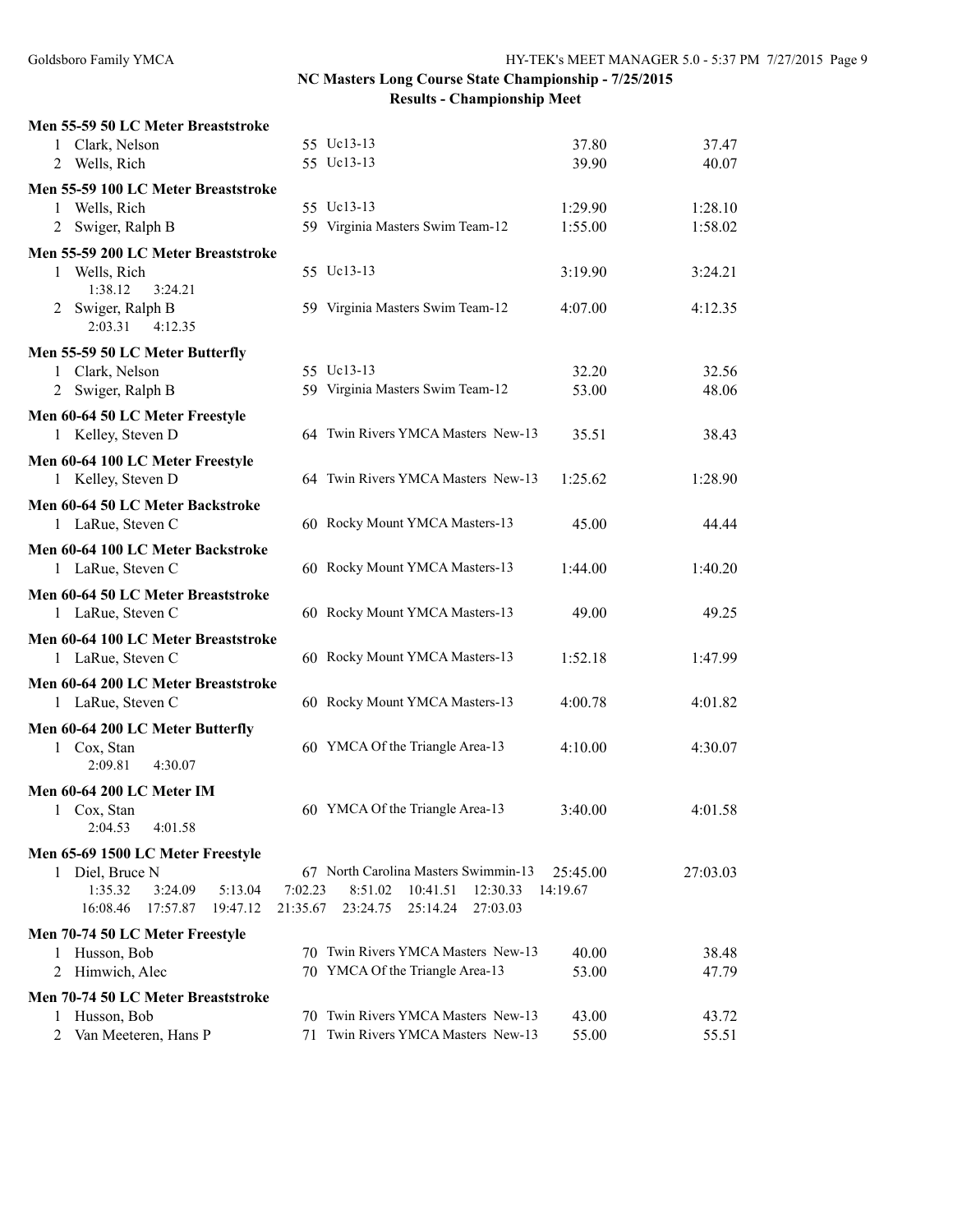## NC Masters Long Course State Championship - 7/25/2015

### Results - Championship Meet

**Men 55-59 50 LC Meter Breaststroke**

| | Name | Age | Team | Seed | Finals |
|---|---|---|---|---|---|
| 1 | Clark, Nelson | 55 | Uc13-13 | 37.80 | 37.47 |
| 2 | Wells, Rich | 55 | Uc13-13 | 39.90 | 40.07 |

**Men 55-59 100 LC Meter Breaststroke**

| | Name | Age | Team | Seed | Finals |
|---|---|---|---|---|---|
| 1 | Wells, Rich | 55 | Uc13-13 | 1:29.90 | 1:28.10 |
| 2 | Swiger, Ralph B | 59 | Virginia Masters Swim Team-12 | 1:55.00 | 1:58.02 |

**Men 55-59 200 LC Meter Breaststroke**

| | Name | Age | Team | Seed | Finals |
|---|---|---|---|---|---|
| 1 | Wells, Rich | 55 | Uc13-13 | 3:19.90 | 3:24.21 |
| | 1:38.12 3:24.21 | | | | |
| 2 | Swiger, Ralph B | 59 | Virginia Masters Swim Team-12 | 4:07.00 | 4:12.35 |
| | 2:03.31 4:12.35 | | | | |

**Men 55-59 50 LC Meter Butterfly**

| | Name | Age | Team | Seed | Finals |
|---|---|---|---|---|---|
| 1 | Clark, Nelson | 55 | Uc13-13 | 32.20 | 32.56 |
| 2 | Swiger, Ralph B | 59 | Virginia Masters Swim Team-12 | 53.00 | 48.06 |

**Men 60-64 50 LC Meter Freestyle**

| | Name | Age | Team | Seed | Finals |
|---|---|---|---|---|---|
| 1 | Kelley, Steven D | 64 | Twin Rivers YMCA Masters New-13 | 35.51 | 38.43 |

**Men 60-64 100 LC Meter Freestyle**

| | Name | Age | Team | Seed | Finals |
|---|---|---|---|---|---|
| 1 | Kelley, Steven D | 64 | Twin Rivers YMCA Masters New-13 | 1:25.62 | 1:28.90 |

**Men 60-64 50 LC Meter Backstroke**

| | Name | Age | Team | Seed | Finals |
|---|---|---|---|---|---|
| 1 | LaRue, Steven C | 60 | Rocky Mount YMCA Masters-13 | 45.00 | 44.44 |

**Men 60-64 100 LC Meter Backstroke**

| | Name | Age | Team | Seed | Finals |
|---|---|---|---|---|---|
| 1 | LaRue, Steven C | 60 | Rocky Mount YMCA Masters-13 | 1:44.00 | 1:40.20 |

**Men 60-64 50 LC Meter Breaststroke**

| | Name | Age | Team | Seed | Finals |
|---|---|---|---|---|---|
| 1 | LaRue, Steven C | 60 | Rocky Mount YMCA Masters-13 | 49.00 | 49.25 |

**Men 60-64 100 LC Meter Breaststroke**

| | Name | Age | Team | Seed | Finals |
|---|---|---|---|---|---|
| 1 | LaRue, Steven C | 60 | Rocky Mount YMCA Masters-13 | 1:52.18 | 1:47.99 |

**Men 60-64 200 LC Meter Breaststroke**

| | Name | Age | Team | Seed | Finals |
|---|---|---|---|---|---|
| 1 | LaRue, Steven C | 60 | Rocky Mount YMCA Masters-13 | 4:00.78 | 4:01.82 |

**Men 60-64 200 LC Meter Butterfly**

| | Name | Age | Team | Seed | Finals |
|---|---|---|---|---|---|
| 1 | Cox, Stan | 60 | YMCA Of the Triangle Area-13 | 4:10.00 | 4:30.07 |
| | 2:09.81 4:30.07 | | | | |

**Men 60-64 200 LC Meter IM**

| | Name | Age | Team | Seed | Finals |
|---|---|---|---|---|---|
| 1 | Cox, Stan | 60 | YMCA Of the Triangle Area-13 | 3:40.00 | 4:01.58 |
| | 2:04.53 4:01.58 | | | | |

**Men 65-69 1500 LC Meter Freestyle**

| | Name | Age | Team | Seed | Finals |
|---|---|---|---|---|---|
| 1 | Diel, Bruce N | 67 | North Carolina Masters Swimmin-13 | 25:45.00 | 27:03.03 |

1:35.32 3:24.09 5:13.04 7:02.23 8:51.02 10:41.51 12:30.33 14:19.67
16:08.46 17:57.87 19:47.12 21:35.67 23:24.75 25:14.24 27:03.03

**Men 70-74 50 LC Meter Freestyle**

| | Name | Age | Team | Seed | Finals |
|---|---|---|---|---|---|
| 1 | Husson, Bob | 70 | Twin Rivers YMCA Masters New-13 | 40.00 | 38.48 |
| 2 | Himwich, Alec | 70 | YMCA Of the Triangle Area-13 | 53.00 | 47.79 |

**Men 70-74 50 LC Meter Breaststroke**

| | Name | Age | Team | Seed | Finals |
|---|---|---|---|---|---|
| 1 | Husson, Bob | 70 | Twin Rivers YMCA Masters New-13 | 43.00 | 43.72 |
| 2 | Van Meeteren, Hans P | 71 | Twin Rivers YMCA Masters New-13 | 55.00 | 55.51 |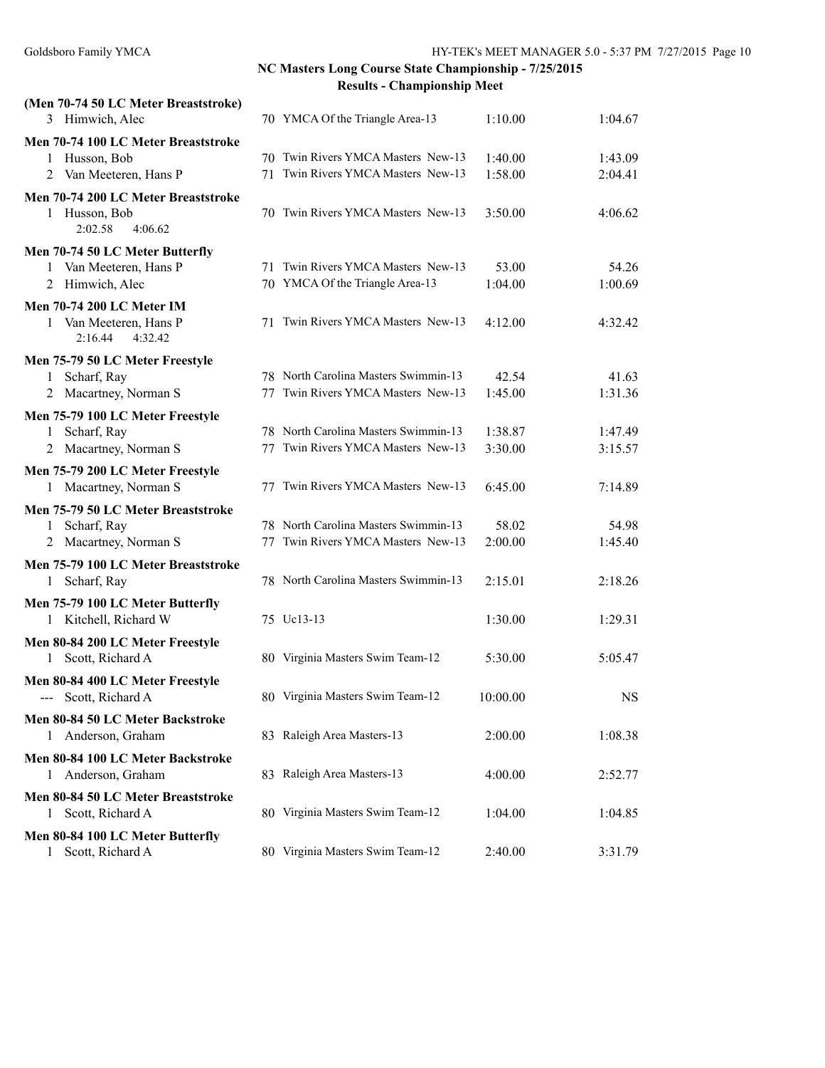## NC Masters Long Course State Championship - 7/25/2015

### Results - Championship Meet

**(Men 70-74 50 LC Meter Breaststroke)**

| | Name | Age | Team | Seed Time | Finals Time |
|---|---|---|---|---|---|
| 3 | Himwich, Alec | 70 | YMCA Of the Triangle Area-13 | 1:10.00 | 1:04.67 |

**Men 70-74 100 LC Meter Breaststroke**

| | Name | Age | Team | Seed Time | Finals Time |
|---|---|---|---|---|---|
| 1 | Husson, Bob | 70 | Twin Rivers YMCA Masters New-13 | 1:40.00 | 1:43.09 |
| 2 | Van Meeteren, Hans P | 71 | Twin Rivers YMCA Masters New-13 | 1:58.00 | 2:04.41 |

**Men 70-74 200 LC Meter Breaststroke**

| | Name | Age | Team | Seed Time | Finals Time |
|---|---|---|---|---|---|
| 1 | Husson, Bob | 70 | Twin Rivers YMCA Masters New-13 | 3:50.00 | 4:06.62 |
| | 2:02.58 4:06.62 | | | | |

**Men 70-74 50 LC Meter Butterfly**

| | Name | Age | Team | Seed Time | Finals Time |
|---|---|---|---|---|---|
| 1 | Van Meeteren, Hans P | 71 | Twin Rivers YMCA Masters New-13 | 53.00 | 54.26 |
| 2 | Himwich, Alec | 70 | YMCA Of the Triangle Area-13 | 1:04.00 | 1:00.69 |

**Men 70-74 200 LC Meter IM**

| | Name | Age | Team | Seed Time | Finals Time |
|---|---|---|---|---|---|
| 1 | Van Meeteren, Hans P | 71 | Twin Rivers YMCA Masters New-13 | 4:12.00 | 4:32.42 |
| | 2:16.44 4:32.42 | | | | |

**Men 75-79 50 LC Meter Freestyle**

| | Name | Age | Team | Seed Time | Finals Time |
|---|---|---|---|---|---|
| 1 | Scharf, Ray | 78 | North Carolina Masters Swimmin-13 | 42.54 | 41.63 |
| 2 | Macartney, Norman S | 77 | Twin Rivers YMCA Masters New-13 | 1:45.00 | 1:31.36 |

**Men 75-79 100 LC Meter Freestyle**

| | Name | Age | Team | Seed Time | Finals Time |
|---|---|---|---|---|---|
| 1 | Scharf, Ray | 78 | North Carolina Masters Swimmin-13 | 1:38.87 | 1:47.49 |
| 2 | Macartney, Norman S | 77 | Twin Rivers YMCA Masters New-13 | 3:30.00 | 3:15.57 |

**Men 75-79 200 LC Meter Freestyle**

| | Name | Age | Team | Seed Time | Finals Time |
|---|---|---|---|---|---|
| 1 | Macartney, Norman S | 77 | Twin Rivers YMCA Masters New-13 | 6:45.00 | 7:14.89 |

**Men 75-79 50 LC Meter Breaststroke**

| | Name | Age | Team | Seed Time | Finals Time |
|---|---|---|---|---|---|
| 1 | Scharf, Ray | 78 | North Carolina Masters Swimmin-13 | 58.02 | 54.98 |
| 2 | Macartney, Norman S | 77 | Twin Rivers YMCA Masters New-13 | 2:00.00 | 1:45.40 |

**Men 75-79 100 LC Meter Breaststroke**

| | Name | Age | Team | Seed Time | Finals Time |
|---|---|---|---|---|---|
| 1 | Scharf, Ray | 78 | North Carolina Masters Swimmin-13 | 2:15.01 | 2:18.26 |

**Men 75-79 100 LC Meter Butterfly**

| | Name | Age | Team | Seed Time | Finals Time |
|---|---|---|---|---|---|
| 1 | Kitchell, Richard W | 75 | Uc13-13 | 1:30.00 | 1:29.31 |

**Men 80-84 200 LC Meter Freestyle**

| | Name | Age | Team | Seed Time | Finals Time |
|---|---|---|---|---|---|
| 1 | Scott, Richard A | 80 | Virginia Masters Swim Team-12 | 5:30.00 | 5:05.47 |

**Men 80-84 400 LC Meter Freestyle**

| | Name | Age | Team | Seed Time | Finals Time |
|---|---|---|---|---|---|
| --- | Scott, Richard A | 80 | Virginia Masters Swim Team-12 | 10:00.00 | NS |

**Men 80-84 50 LC Meter Backstroke**

| | Name | Age | Team | Seed Time | Finals Time |
|---|---|---|---|---|---|
| 1 | Anderson, Graham | 83 | Raleigh Area Masters-13 | 2:00.00 | 1:08.38 |

**Men 80-84 100 LC Meter Backstroke**

| | Name | Age | Team | Seed Time | Finals Time |
|---|---|---|---|---|---|
| 1 | Anderson, Graham | 83 | Raleigh Area Masters-13 | 4:00.00 | 2:52.77 |

**Men 80-84 50 LC Meter Breaststroke**

| | Name | Age | Team | Seed Time | Finals Time |
|---|---|---|---|---|---|
| 1 | Scott, Richard A | 80 | Virginia Masters Swim Team-12 | 1:04.00 | 1:04.85 |

**Men 80-84 100 LC Meter Butterfly**

| | Name | Age | Team | Seed Time | Finals Time |
|---|---|---|---|---|---|
| 1 | Scott, Richard A | 80 | Virginia Masters Swim Team-12 | 2:40.00 | 3:31.79 |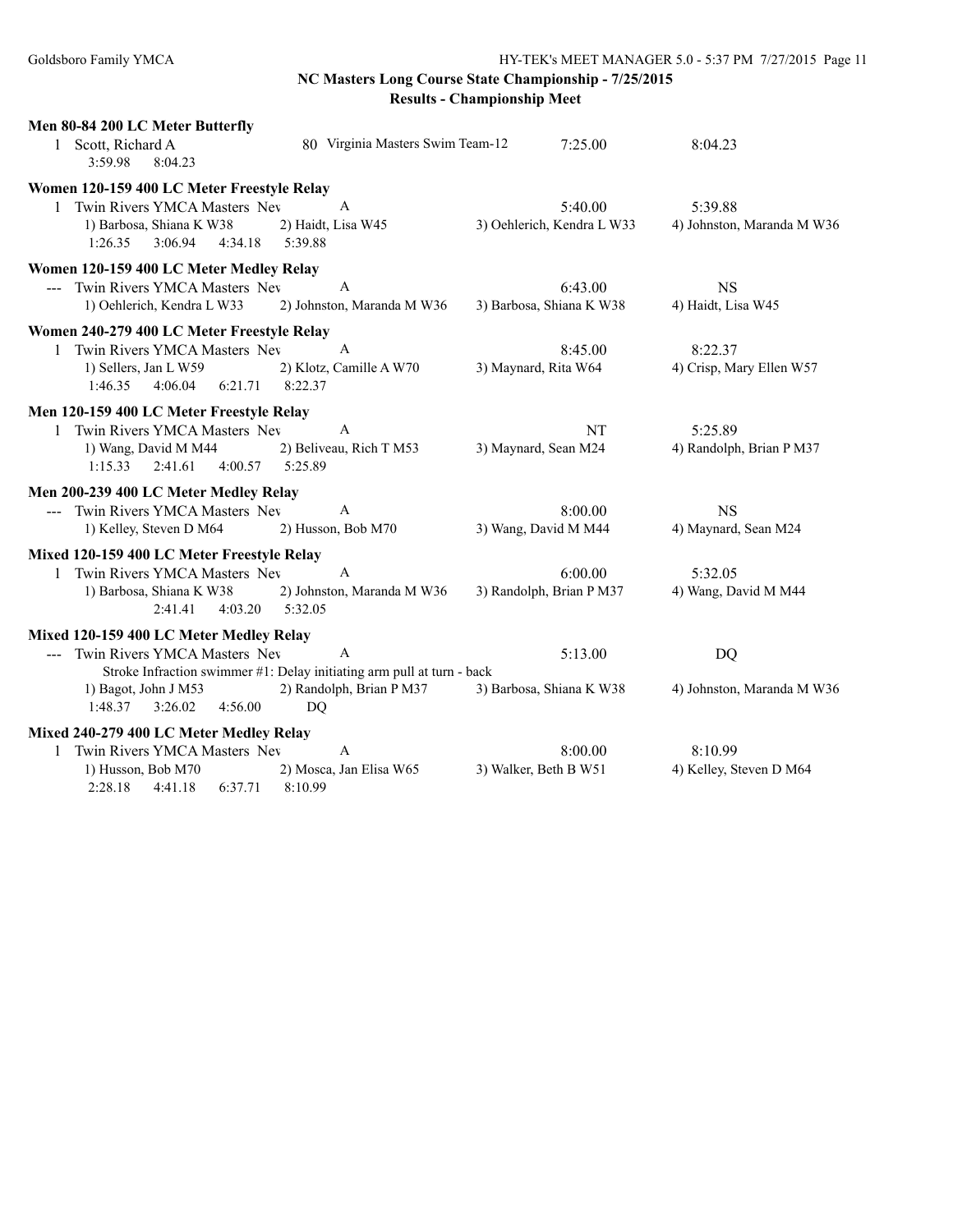# NC Masters Long Course State Championship - 7/25/2015

## Results - Championship Meet

### Men 80-84 200 LC Meter Butterfly

1 Scott, Richard A — 80 Virginia Masters Swim Team-12 — 7:25.00 — 8:04.23
3:59.98 8:04.23

### Women 120-159 400 LC Meter Freestyle Relay

1 Twin Rivers YMCA Masters Nev — A — 5:40.00 — 5:39.88
1) Barbosa, Shiana K W38 2) Haidt, Lisa W45 3) Oehlerich, Kendra L W33 4) Johnston, Maranda M W36
1:26.35 3:06.94 4:34.18 5:39.88

### Women 120-159 400 LC Meter Medley Relay

--- Twin Rivers YMCA Masters Nev — A — 6:43.00 — NS
1) Oehlerich, Kendra L W33 2) Johnston, Maranda M W36 3) Barbosa, Shiana K W38 4) Haidt, Lisa W45

### Women 240-279 400 LC Meter Freestyle Relay

1 Twin Rivers YMCA Masters Nev — A — 8:45.00 — 8:22.37
1) Sellers, Jan L W59 2) Klotz, Camille A W70 3) Maynard, Rita W64 4) Crisp, Mary Ellen W57
1:46.35 4:06.04 6:21.71 8:22.37

### Men 120-159 400 LC Meter Freestyle Relay

1 Twin Rivers YMCA Masters Nev — A — NT — 5:25.89
1) Wang, David M M44 2) Beliveau, Rich T M53 3) Maynard, Sean M24 4) Randolph, Brian P M37
1:15.33 2:41.61 4:00.57 5:25.89

### Men 200-239 400 LC Meter Medley Relay

--- Twin Rivers YMCA Masters Nev — A — 8:00.00 — NS
1) Kelley, Steven D M64 2) Husson, Bob M70 3) Wang, David M M44 4) Maynard, Sean M24

### Mixed 120-159 400 LC Meter Freestyle Relay

1 Twin Rivers YMCA Masters Nev — A — 6:00.00 — 5:32.05
1) Barbosa, Shiana K W38 2) Johnston, Maranda M W36 3) Randolph, Brian P M37 4) Wang, David M M44
2:41.41 4:03.20 5:32.05

### Mixed 120-159 400 LC Meter Medley Relay

--- Twin Rivers YMCA Masters Nev — A — 5:13.00 — DQ
Stroke Infraction swimmer #1: Delay initiating arm pull at turn - back
1) Bagot, John J M53 2) Randolph, Brian P M37 3) Barbosa, Shiana K W38 4) Johnston, Maranda M W36
1:48.37 3:26.02 4:56.00 DQ

### Mixed 240-279 400 LC Meter Medley Relay

1 Twin Rivers YMCA Masters Nev — A — 8:00.00 — 8:10.99
1) Husson, Bob M70 2) Mosca, Jan Elisa W65 3) Walker, Beth B W51 4) Kelley, Steven D M64
2:28.18 4:41.18 6:37.71 8:10.99